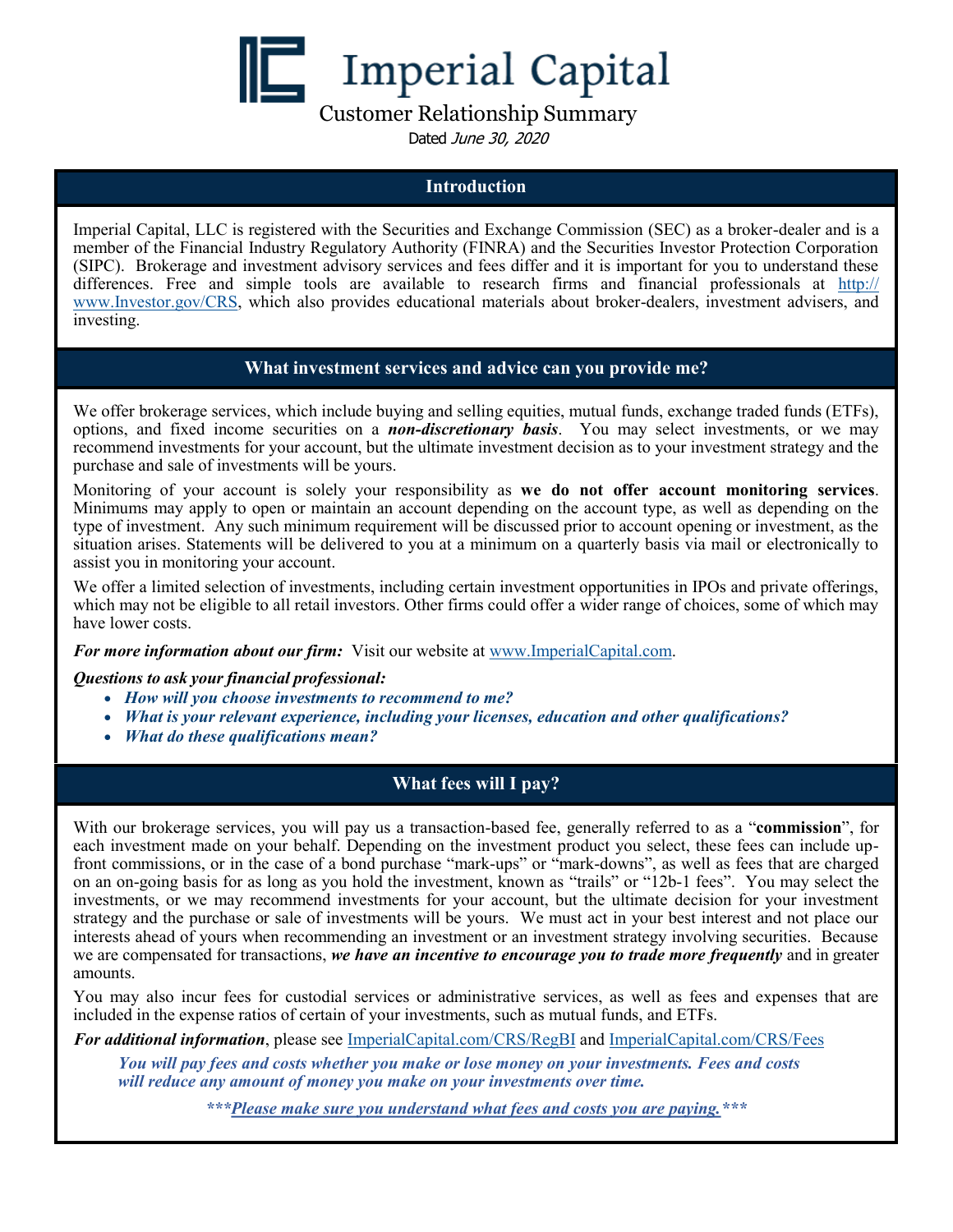# Imperial Capital

## Customer Relationship Summary

Dated *June 30, 2020*

## Introduction

Imperial Capital, LLC is registered with the Securities and Exchange Commission (SEC) as a broker-dealer and is a member of the Financial Industry Regulatory Authority (FINRA) and the Securities Investor Protection Corporation (SIPC). Brokerage and investment advisory services and fees differ and it is important for you to understand these differences. Free and simple tools are available to research firms and financial professionals at http://www.Investor.gov/CRS, which also provides educational materials about broker-dealers, investment advisers, and investing.

## What investment services and advice can you provide me?

We offer brokerage services, which include buying and selling equities, mutual funds, exchange traded funds (ETFs), options, and fixed income securities on a ***non-discretionary basis***. You may select investments, or we may recommend investments for your account, but the ultimate investment decision as to your investment strategy and the purchase and sale of investments will be yours.

Monitoring of your account is solely your responsibility as **we do not offer account monitoring services**. Minimums may apply to open or maintain an account depending on the account type, as well as depending on the type of investment. Any such minimum requirement will be discussed prior to account opening or investment, as the situation arises. Statements will be delivered to you at a minimum on a quarterly basis via mail or electronically to assist you in monitoring your account.

We offer a limited selection of investments, including certain investment opportunities in IPOs and private offerings, which may not be eligible to all retail investors. Other firms could offer a wider range of choices, some of which may have lower costs.

***For more information about our firm:*** Visit our website at www.ImperialCapital.com.

***Questions to ask your financial professional:***

- ***How will you choose investments to recommend to me?***
- ***What is your relevant experience, including your licenses, education and other qualifications?***
- ***What do these qualifications mean?***

## What fees will I pay?

With our brokerage services, you will pay us a transaction-based fee, generally referred to as a "**commission**", for each investment made on your behalf. Depending on the investment product you select, these fees can include up-front commissions, or in the case of a bond purchase "mark-ups" or "mark-downs", as well as fees that are charged on an on-going basis for as long as you hold the investment, known as "trails" or "12b-1 fees". You may select the investments, or we may recommend investments for your account, but the ultimate decision for your investment strategy and the purchase or sale of investments will be yours. We must act in your best interest and not place our interests ahead of yours when recommending an investment or an investment strategy involving securities. Because we are compensated for transactions, ***we have an incentive to encourage you to trade more frequently*** and in greater amounts.

You may also incur fees for custodial services or administrative services, as well as fees and expenses that are included in the expense ratios of certain of your investments, such as mutual funds, and ETFs.

***For additional information***, please see ImperialCapital.com/CRS/RegBI and ImperialCapital.com/CRS/Fees

***You will pay fees and costs whether you make or lose money on your investments. Fees and costs will reduce any amount of money you make on your investments over time.***

******Please make sure you understand what fees and costs you are paying.******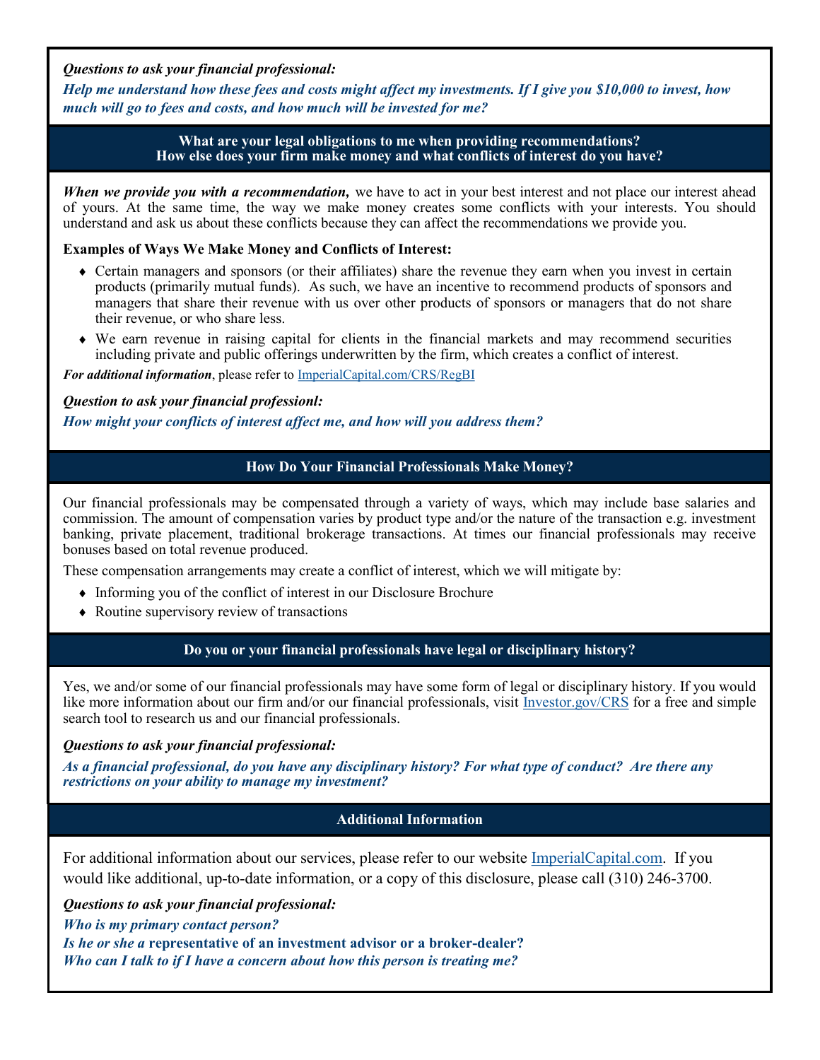***Questions to ask your financial professional:***

***Help me understand how these fees and costs might affect my investments. If I give you $10,000 to invest, how much will go to fees and costs, and how much will be invested for me?***

## What are your legal obligations to me when providing recommendations? How else does your firm make money and what conflicts of interest do you have?

***When we provide you with a recommendation,*** we have to act in your best interest and not place our interest ahead of yours. At the same time, the way we make money creates some conflicts with your interests. You should understand and ask us about these conflicts because they can affect the recommendations we provide you.

**Examples of Ways We Make Money and Conflicts of Interest:**

- Certain managers and sponsors (or their affiliates) share the revenue they earn when you invest in certain products (primarily mutual funds). As such, we have an incentive to recommend products of sponsors and managers that share their revenue with us over other products of sponsors or managers that do not share their revenue, or who share less.
- We earn revenue in raising capital for clients in the financial markets and may recommend securities including private and public offerings underwritten by the firm, which creates a conflict of interest.

***For additional information***, please refer to ImperialCapital.com/CRS/RegBI

***Question to ask your financial professionl:***

***How might your conflicts of interest affect me, and how will you address them?***

## How Do Your Financial Professionals Make Money?

Our financial professionals may be compensated through a variety of ways, which may include base salaries and commission. The amount of compensation varies by product type and/or the nature of the transaction e.g. investment banking, private placement, traditional brokerage transactions. At times our financial professionals may receive bonuses based on total revenue produced.

These compensation arrangements may create a conflict of interest, which we will mitigate by:

- Informing you of the conflict of interest in our Disclosure Brochure
- Routine supervisory review of transactions

## Do you or your financial professionals have legal or disciplinary history?

Yes, we and/or some of our financial professionals may have some form of legal or disciplinary history. If you would like more information about our firm and/or our financial professionals, visit Investor.gov/CRS for a free and simple search tool to research us and our financial professionals.

***Questions to ask your financial professional:***

***As a financial professional, do you have any disciplinary history? For what type of conduct? Are there any restrictions on your ability to manage my investment?***

## Additional Information

For additional information about our services, please refer to our website ImperialCapital.com. If you would like additional, up-to-date information, or a copy of this disclosure, please call (310) 246-3700.

***Questions to ask your financial professional:***

***Who is my primary contact person?***

***Is he or she a* representative of an investment advisor or a broker-dealer?**

***Who can I talk to if I have a concern about how this person is treating me?***